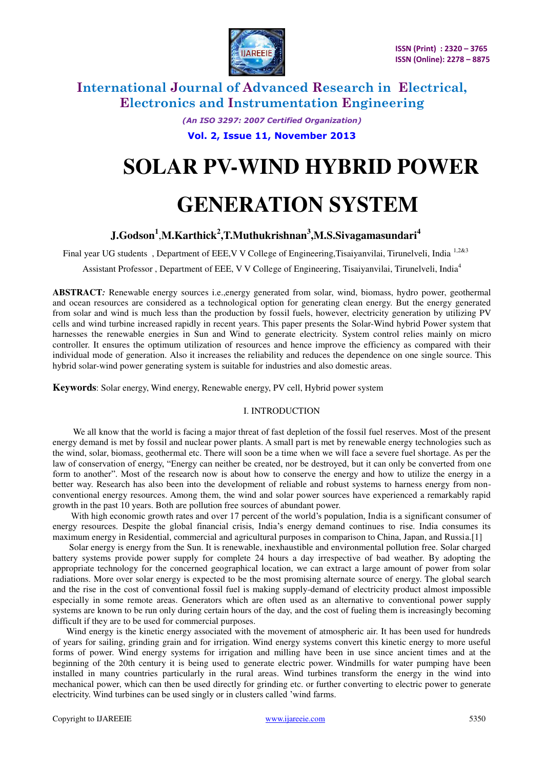# SOLAR PV-WIND HYBRID POWER GENERATION SYSTEM

**J.Godson[1],M.Karthick[2],T.Muthukrishnan[3],M.S.Sivagamasundari[4]**

Final year UG students , Department of EEE,V V College of Engineering,Tisaiyanvilai, Tirunelveli, India [1,2&3]

Assistant Professor , Department of EEE, V V College of Engineering, Tisaiyanvilai, Tirunelveli, India[4]

**ABSTRACT***:* Renewable energy sources i.e.,energy generated from solar, wind, biomass, hydro power, geothermal and ocean resources are considered as a technological option for generating clean energy. But the energy generated from solar and wind is much less than the production by fossil fuels, however, electricity generation by utilizing PV cells and wind turbine increased rapidly in recent years. This paper presents the Solar-Wind hybrid Power system that harnesses the renewable energies in Sun and Wind to generate electricity. System control relies mainly on micro controller. It ensures the optimum utilization of resources and hence improve the efficiency as compared with their individual mode of generation. Also it increases the reliability and reduces the dependence on one single source. This hybrid solar-wind power generating system is suitable for industries and also domestic areas.

**Keywords**: Solar energy, Wind energy, Renewable energy, PV cell, Hybrid power system

## I. INTRODUCTION

We all know that the world is facing a major threat of fast depletion of the fossil fuel reserves. Most of the present energy demand is met by fossil and nuclear power plants. A small part is met by renewable energy technologies such as the wind, solar, biomass, geothermal etc. There will soon be a time when we will face a severe fuel shortage. As per the law of conservation of energy, "Energy can neither be created, nor be destroyed, but it can only be converted from one form to another". Most of the research now is about how to conserve the energy and how to utilize the energy in a better way. Research has also been into the development of reliable and robust systems to harness energy from non-conventional energy resources. Among them, the wind and solar power sources have experienced a remarkably rapid growth in the past 10 years. Both are pollution free sources of abundant power.

With high economic growth rates and over 17 percent of the world's population, India is a significant consumer of energy resources. Despite the global financial crisis, India's energy demand continues to rise. India consumes its maximum energy in Residential, commercial and agricultural purposes in comparison to China, Japan, and Russia.[1]

Solar energy is energy from the Sun. It is renewable, inexhaustible and environmental pollution free. Solar charged battery systems provide power supply for complete 24 hours a day irrespective of bad weather. By adopting the appropriate technology for the concerned geographical location, we can extract a large amount of power from solar radiations. More over solar energy is expected to be the most promising alternate source of energy. The global search and the rise in the cost of conventional fossil fuel is making supply-demand of electricity product almost impossible especially in some remote areas. Generators which are often used as an alternative to conventional power supply systems are known to be run only during certain hours of the day, and the cost of fueling them is increasingly becoming difficult if they are to be used for commercial purposes.

Wind energy is the kinetic energy associated with the movement of atmospheric air. It has been used for hundreds of years for sailing, grinding grain and for irrigation. Wind energy systems convert this kinetic energy to more useful forms of power. Wind energy systems for irrigation and milling have been in use since ancient times and at the beginning of the 20th century it is being used to generate electric power. Windmills for water pumping have been installed in many countries particularly in the rural areas. Wind turbines transform the energy in the wind into mechanical power, which can then be used directly for grinding etc. or further converting to electric power to generate electricity. Wind turbines can be used singly or in clusters called 'wind farms.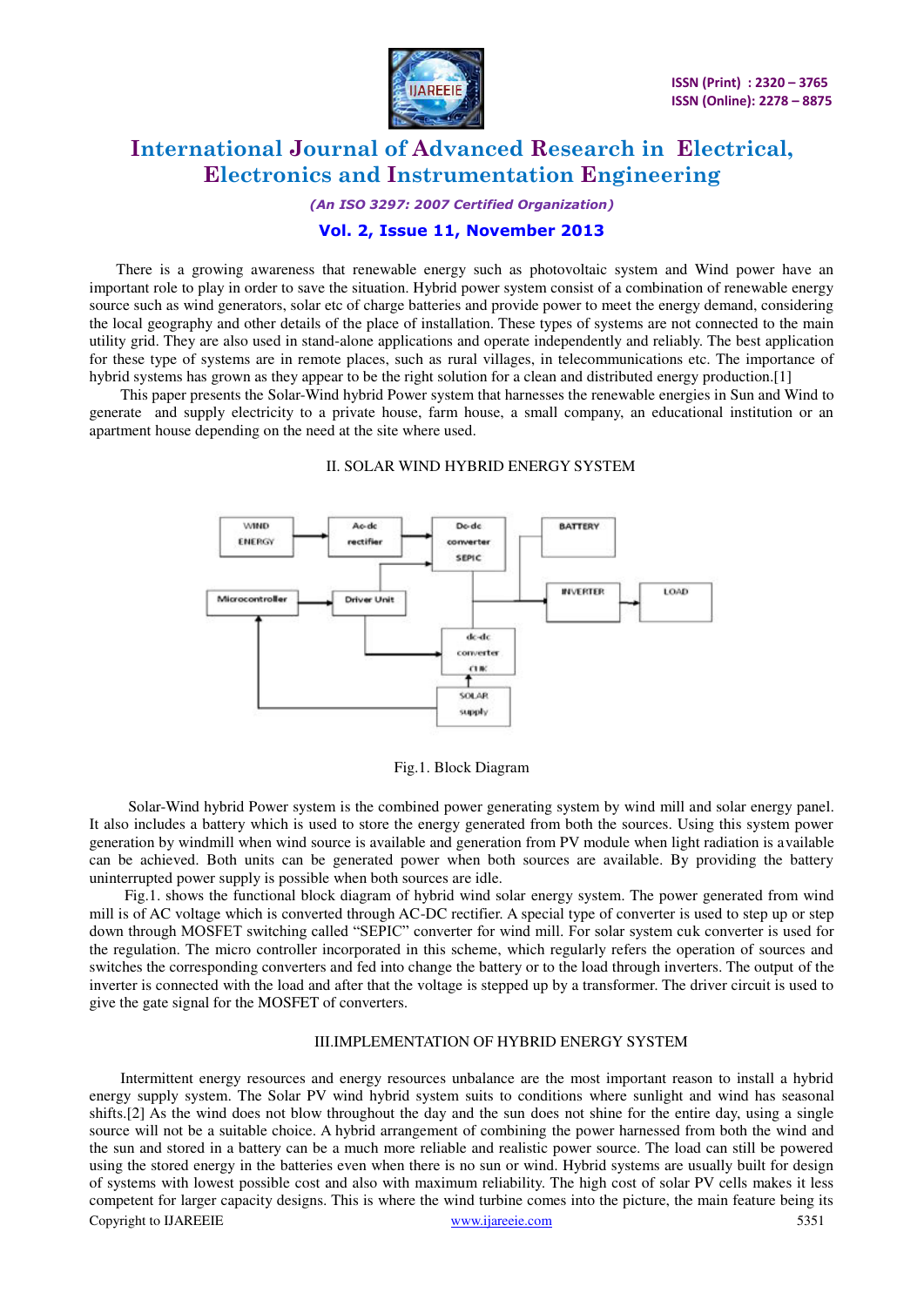There is a growing awareness that renewable energy such as photovoltaic system and Wind power have an important role to play in order to save the situation. Hybrid power system consist of a combination of renewable energy source such as wind generators, solar etc of charge batteries and provide power to meet the energy demand, considering the local geography and other details of the place of installation. These types of systems are not connected to the main utility grid. They are also used in stand-alone applications and operate independently and reliably. The best application for these type of systems are in remote places, such as rural villages, in telecommunications etc. The importance of hybrid systems has grown as they appear to be the right solution for a clean and distributed energy production.[1]

This paper presents the Solar-Wind hybrid Power system that harnesses the renewable energies in Sun and Wind to generate and supply electricity to a private house, farm house, a small company, an educational institution or an apartment house depending on the need at the site where used.

## II. SOLAR WIND HYBRID ENERGY SYSTEM

Fig.1. Block Diagram

Solar-Wind hybrid Power system is the combined power generating system by wind mill and solar energy panel. It also includes a battery which is used to store the energy generated from both the sources. Using this system power generation by windmill when wind source is available and generation from PV module when light radiation is available can be achieved. Both units can be generated power when both sources are available. By providing the battery uninterrupted power supply is possible when both sources are idle.

Fig.1. shows the functional block diagram of hybrid wind solar energy system. The power generated from wind mill is of AC voltage which is converted through AC-DC rectifier. A special type of converter is used to step up or step down through MOSFET switching called "SEPIC" converter for wind mill. For solar system cuk converter is used for the regulation. The micro controller incorporated in this scheme, which regularly refers the operation of sources and switches the corresponding converters and fed into change the battery or to the load through inverters. The output of the inverter is connected with the load and after that the voltage is stepped up by a transformer. The driver circuit is used to give the gate signal for the MOSFET of converters.

## III.IMPLEMENTATION OF HYBRID ENERGY SYSTEM

Intermittent energy resources and energy resources unbalance are the most important reason to install a hybrid energy supply system. The Solar PV wind hybrid system suits to conditions where sunlight and wind has seasonal shifts.[2] As the wind does not blow throughout the day and the sun does not shine for the entire day, using a single source will not be a suitable choice. A hybrid arrangement of combining the power harnessed from both the wind and the sun and stored in a battery can be a much more reliable and realistic power source. The load can still be powered using the stored energy in the batteries even when there is no sun or wind. Hybrid systems are usually built for design of systems with lowest possible cost and also with maximum reliability. The high cost of solar PV cells makes it less competent for larger capacity designs. This is where the wind turbine comes into the picture, the main feature being its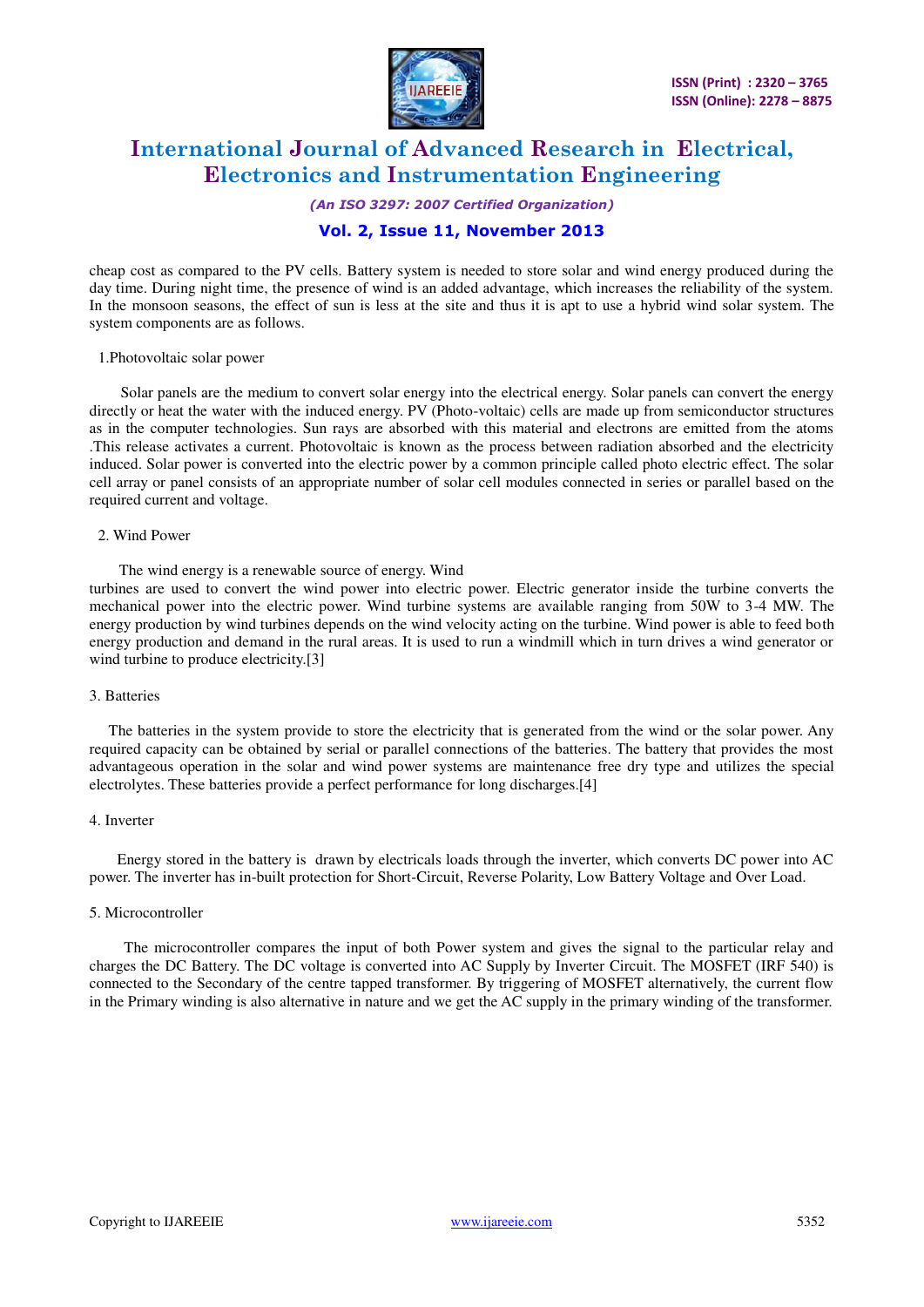cheap cost as compared to the PV cells. Battery system is needed to store solar and wind energy produced during the day time. During night time, the presence of wind is an added advantage, which increases the reliability of the system. In the monsoon seasons, the effect of sun is less at the site and thus it is apt to use a hybrid wind solar system. The system components are as follows.

1.Photovoltaic solar power

Solar panels are the medium to convert solar energy into the electrical energy. Solar panels can convert the energy directly or heat the water with the induced energy. PV (Photo-voltaic) cells are made up from semiconductor structures as in the computer technologies. Sun rays are absorbed with this material and electrons are emitted from the atoms .This release activates a current. Photovoltaic is known as the process between radiation absorbed and the electricity induced. Solar power is converted into the electric power by a common principle called photo electric effect. The solar cell array or panel consists of an appropriate number of solar cell modules connected in series or parallel based on the required current and voltage.

2. Wind Power

The wind energy is a renewable source of energy. Wind turbines are used to convert the wind power into electric power. Electric generator inside the turbine converts the mechanical power into the electric power. Wind turbine systems are available ranging from 50W to 3-4 MW. The energy production by wind turbines depends on the wind velocity acting on the turbine. Wind power is able to feed both energy production and demand in the rural areas. It is used to run a windmill which in turn drives a wind generator or wind turbine to produce electricity.[3]

3. Batteries

The batteries in the system provide to store the electricity that is generated from the wind or the solar power. Any required capacity can be obtained by serial or parallel connections of the batteries. The battery that provides the most advantageous operation in the solar and wind power systems are maintenance free dry type and utilizes the special electrolytes. These batteries provide a perfect performance for long discharges.[4]

4. Inverter

Energy stored in the battery is drawn by electricals loads through the inverter, which converts DC power into AC power. The inverter has in-built protection for Short-Circuit, Reverse Polarity, Low Battery Voltage and Over Load.

5. Microcontroller

The microcontroller compares the input of both Power system and gives the signal to the particular relay and charges the DC Battery. The DC voltage is converted into AC Supply by Inverter Circuit. The MOSFET (IRF 540) is connected to the Secondary of the centre tapped transformer. By triggering of MOSFET alternatively, the current flow in the Primary winding is also alternative in nature and we get the AC supply in the primary winding of the transformer.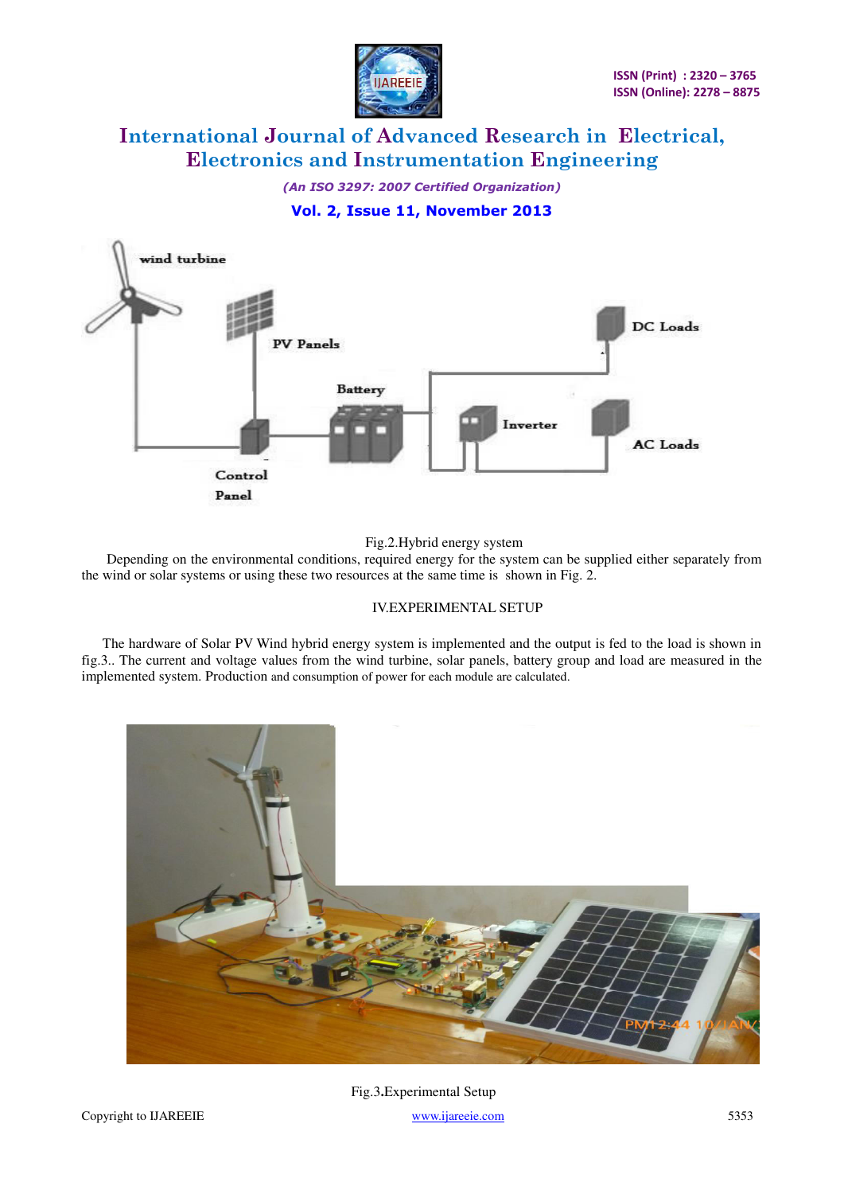Fig.2.Hybrid energy system

Depending on the environmental conditions, required energy for the system can be supplied either separately from the wind or solar systems or using these two resources at the same time is shown in Fig. 2.

## IV.EXPERIMENTAL SETUP

The hardware of Solar PV Wind hybrid energy system is implemented and the output is fed to the load is shown in fig.3.. The current and voltage values from the wind turbine, solar panels, battery group and load are measured in the implemented system. Production and consumption of power for each module are calculated.

Fig.3.Experimental Setup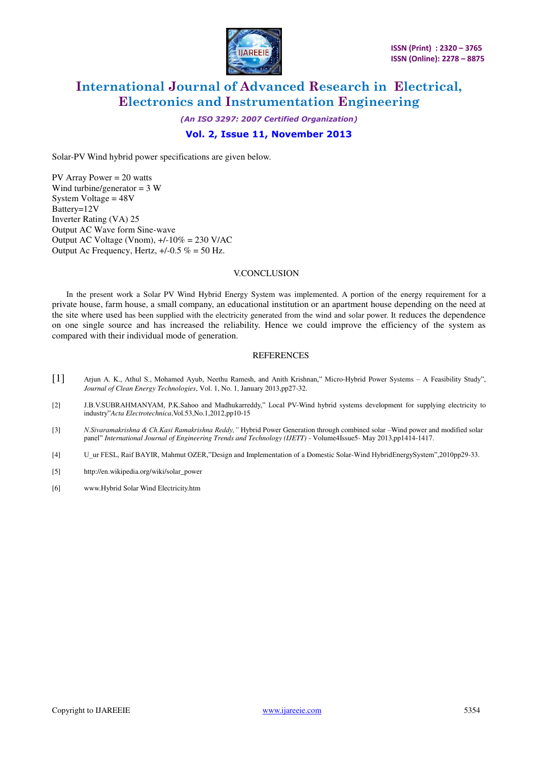Solar-PV Wind hybrid power specifications are given below.

PV Array Power = 20 watts
Wind turbine/generator = 3 W
System Voltage = 48V
Battery=12V
Inverter Rating (VA) 25
Output AC Wave form Sine-wave
Output AC Voltage (Vnom), +/-10% = 230 V/AC
Output Ac Frequency, Hertz, +/-0.5 % = 50 Hz.

## V.CONCLUSION

In the present work a Solar PV Wind Hybrid Energy System was implemented. A portion of the energy requirement for a private house, farm house, a small company, an educational institution or an apartment house depending on the need at the site where used has been supplied with the electricity generated from the wind and solar power. It reduces the dependence on one single source and has increased the reliability. Hence we could improve the efficiency of the system as compared with their individual mode of generation.

## REFERENCES

[1] Arjun A. K., Athul S., Mohamed Ayub, Neethu Ramesh, and Anith Krishnan," Micro-Hybrid Power Systems – A Feasibility Study", *Journal of Clean Energy Technologies*, Vol. 1, No. 1, January 2013,pp27-32.

[2] J.B.V.SUBRAHMANYAM, P.K.Sahoo and Madhukarreddy," Local PV-Wind hybrid systems development for supplying electricity to industry"*Acta Electrotechnica*,Vol.53,No.1,2012,pp10-15

[3] *N.Sivaramakrishna & Ch.Kasi Ramakrishna Reddy,"* Hybrid Power Generation through combined solar –Wind power and modified solar panel" *International Journal of Engineering Trends and Technology (IJETT)* - Volume4Issue5- May 2013,pp1414-1417.

[4] U_ur FESL, Raif BAYIR, Mahmut OZER,"Design and Implementation of a Domestic Solar-Wind HybridEnergySystem",2010pp29-33.

[5] http://en.wikipedia.org/wiki/solar_power

[6] www.Hybrid Solar Wind Electricity.htm